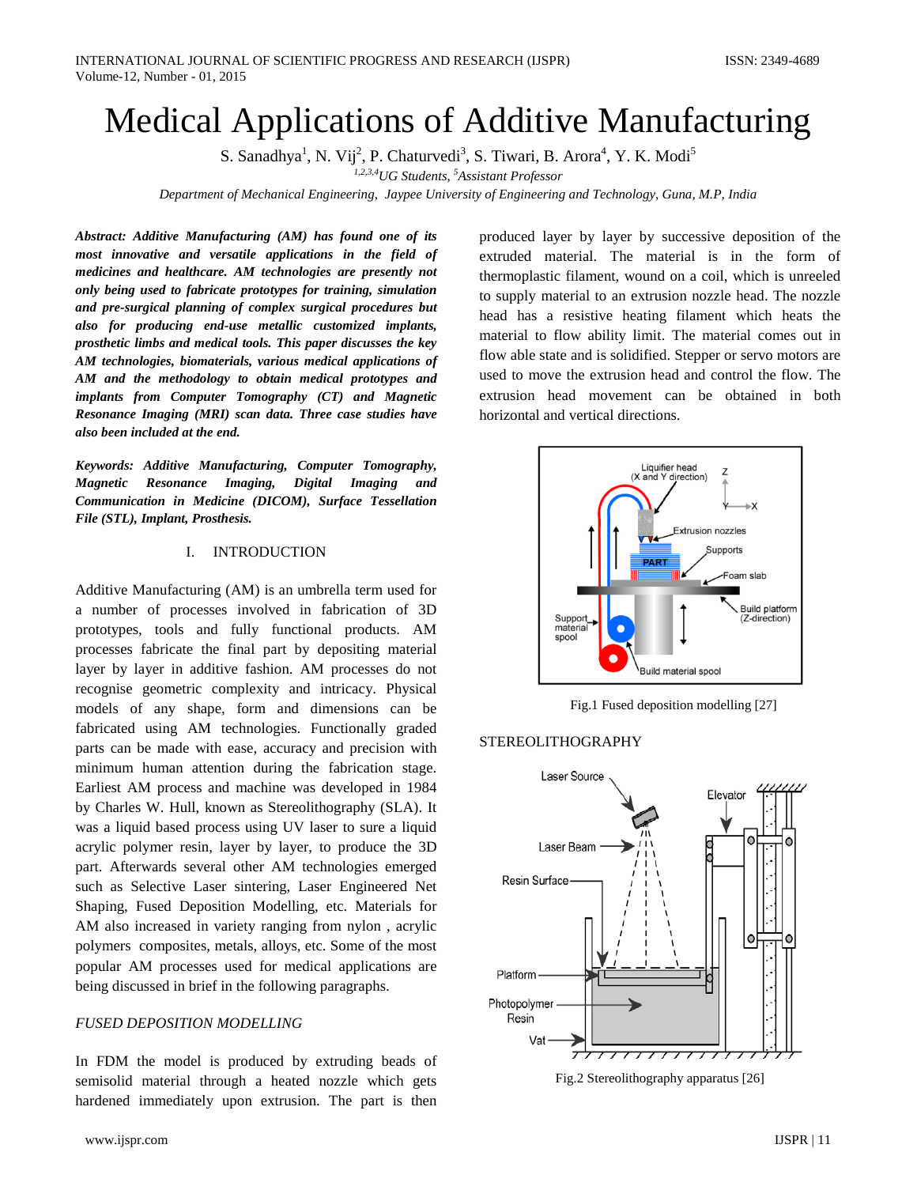# Medical Applications of Additive Manufacturing

S. Sanadhya[1], N. Vij[2], P. Chaturvedi[3], S. Tiwari, B. Arora[4], Y. K. Modi[5]

[1,2,3,4]*UG Students,* [5]*Assistant Professor*

*Department of Mechanical Engineering, Jaypee University of Engineering and Technology, Guna, M.P, India*

***Abstract:*** ***Additive Manufacturing (AM) has found one of its most innovative and versatile applications in the field of medicines and healthcare. AM technologies are presently not only being used to fabricate prototypes for training, simulation and pre-surgical planning of complex surgical procedures but also for producing end-use metallic customized implants, prosthetic limbs and medical tools. This paper discusses the key AM technologies, biomaterials, various medical applications of AM and the methodology to obtain medical prototypes and implants from Computer Tomography (CT) and Magnetic Resonance Imaging (MRI) scan data. Three case studies have also been included at the end.***

***Keywords:*** ***Additive Manufacturing, Computer Tomography, Magnetic Resonance Imaging, Digital Imaging and Communication in Medicine (DICOM), Surface Tessellation File (STL), Implant, Prosthesis.***

## I. INTRODUCTION

Additive Manufacturing (AM) is an umbrella term used for a number of processes involved in fabrication of 3D prototypes, tools and fully functional products. AM processes fabricate the final part by depositing material layer by layer in additive fashion. AM processes do not recognise geometric complexity and intricacy. Physical models of any shape, form and dimensions can be fabricated using AM technologies. Functionally graded parts can be made with ease, accuracy and precision with minimum human attention during the fabrication stage. Earliest AM process and machine was developed in 1984 by Charles W. Hull, known as Stereolithography (SLA). It was a liquid based process using UV laser to sure a liquid acrylic polymer resin, layer by layer, to produce the 3D part. Afterwards several other AM technologies emerged such as Selective Laser sintering, Laser Engineered Net Shaping, Fused Deposition Modelling, etc. Materials for AM also increased in variety ranging from nylon , acrylic polymers composites, metals, alloys, etc. Some of the most popular AM processes used for medical applications are being discussed in brief in the following paragraphs.

### *FUSED DEPOSITION MODELLING*

In FDM the model is produced by extruding beads of semisolid material through a heated nozzle which gets hardened immediately upon extrusion. The part is then produced layer by layer by successive deposition of the extruded material. The material is in the form of thermoplastic filament, wound on a coil, which is unreeled to supply material to an extrusion nozzle head. The nozzle head has a resistive heating filament which heats the material to flow ability limit. The material comes out in flow able state and is solidified. Stepper or servo motors are used to move the extrusion head and control the flow. The extrusion head movement can be obtained in both horizontal and vertical directions.

Fig.1 Fused deposition modelling [27]

### STEREOLITHOGRAPHY

Fig.2 Stereolithography apparatus [26]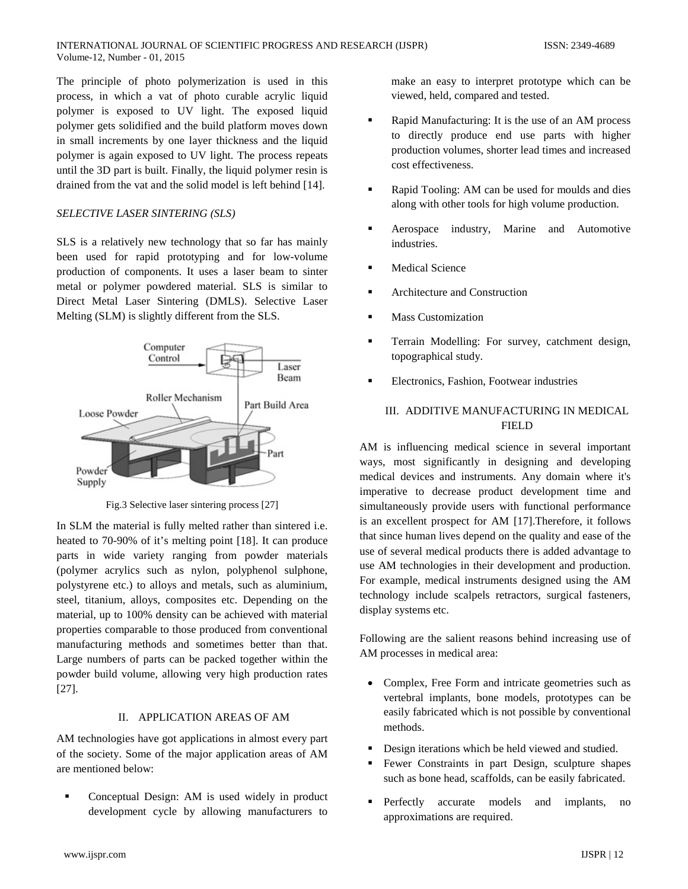The principle of photo polymerization is used in this process, in which a vat of photo curable acrylic liquid polymer is exposed to UV light. The exposed liquid polymer gets solidified and the build platform moves down in small increments by one layer thickness and the liquid polymer is again exposed to UV light. The process repeats until the 3D part is built. Finally, the liquid polymer resin is drained from the vat and the solid model is left behind [14].

### *SELECTIVE LASER SINTERING (SLS)*

SLS is a relatively new technology that so far has mainly been used for rapid prototyping and for low-volume production of components. It uses a laser beam to sinter metal or polymer powdered material. SLS is similar to Direct Metal Laser Sintering (DMLS). Selective Laser Melting (SLM) is slightly different from the SLS.

Fig.3 Selective laser sintering process [27]

In SLM the material is fully melted rather than sintered i.e. heated to 70-90% of it's melting point [18]. It can produce parts in wide variety ranging from powder materials (polymer acrylics such as nylon, polyphenol sulphone, polystyrene etc.) to alloys and metals, such as aluminium, steel, titanium, alloys, composites etc. Depending on the material, up to 100% density can be achieved with material properties comparable to those produced from conventional manufacturing methods and sometimes better than that. Large numbers of parts can be packed together within the powder build volume, allowing very high production rates [27].

## II. APPLICATION AREAS OF AM

AM technologies have got applications in almost every part of the society. Some of the major application areas of AM are mentioned below:

- Conceptual Design: AM is used widely in product development cycle by allowing manufacturers to make an easy to interpret prototype which can be viewed, held, compared and tested.
- Rapid Manufacturing: It is the use of an AM process to directly produce end use parts with higher production volumes, shorter lead times and increased cost effectiveness.
- Rapid Tooling: AM can be used for moulds and dies along with other tools for high volume production.
- Aerospace industry, Marine and Automotive industries.
- Medical Science
- Architecture and Construction
- Mass Customization
- Terrain Modelling: For survey, catchment design, topographical study.
- Electronics, Fashion, Footwear industries

## III. ADDITIVE MANUFACTURING IN MEDICAL FIELD

AM is influencing medical science in several important ways, most significantly in designing and developing medical devices and instruments. Any domain where it's imperative to decrease product development time and simultaneously provide users with functional performance is an excellent prospect for AM [17].Therefore, it follows that since human lives depend on the quality and ease of the use of several medical products there is added advantage to use AM technologies in their development and production. For example, medical instruments designed using the AM technology include scalpels retractors, surgical fasteners, display systems etc.

Following are the salient reasons behind increasing use of AM processes in medical area:

- Complex, Free Form and intricate geometries such as vertebral implants, bone models, prototypes can be easily fabricated which is not possible by conventional methods.
- Design iterations which be held viewed and studied.
- Fewer Constraints in part Design, sculpture shapes such as bone head, scaffolds, can be easily fabricated.
- Perfectly accurate models and implants, no approximations are required.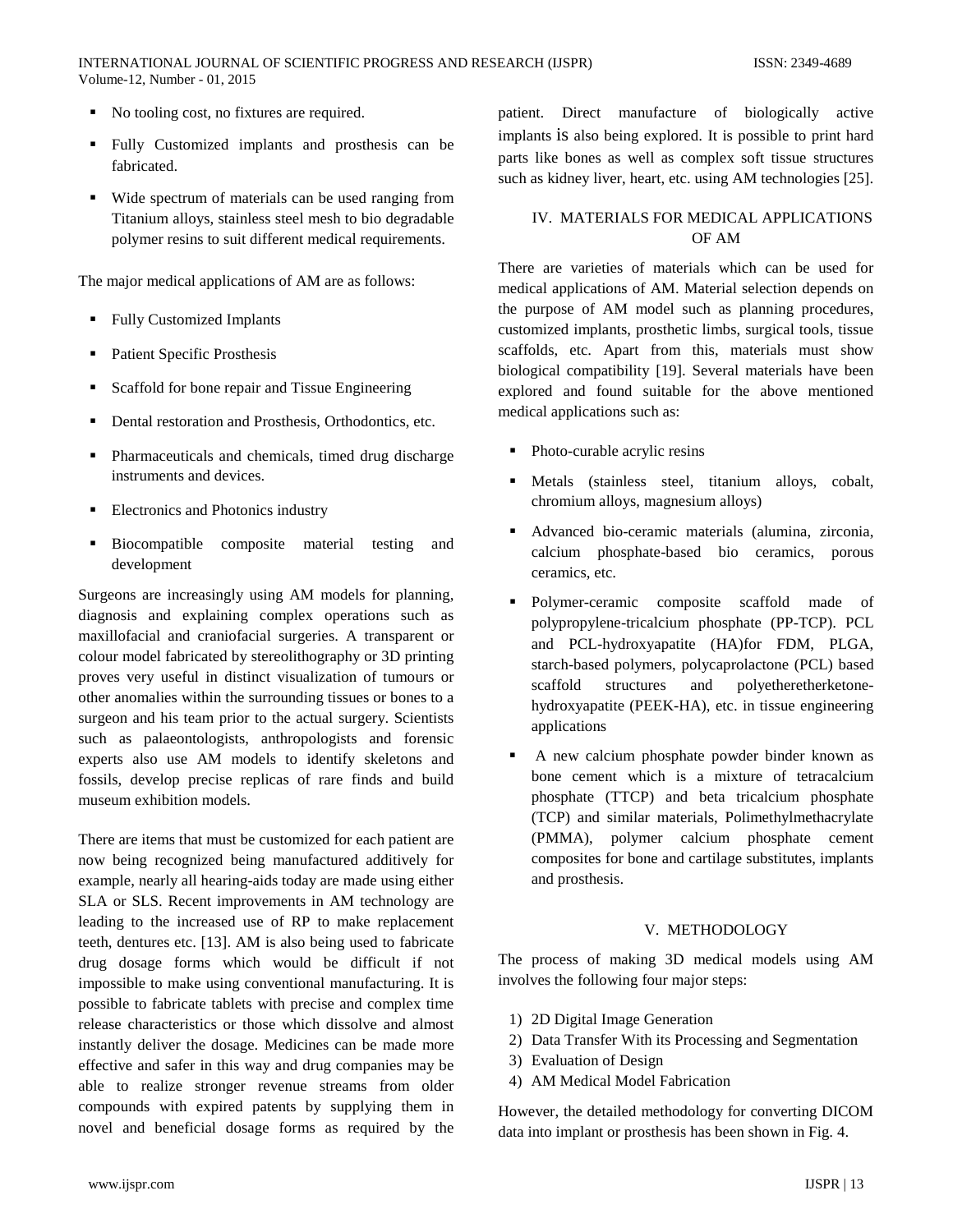- No tooling cost, no fixtures are required.
- Fully Customized implants and prosthesis can be fabricated.
- Wide spectrum of materials can be used ranging from Titanium alloys, stainless steel mesh to bio degradable polymer resins to suit different medical requirements.

The major medical applications of AM are as follows:

- Fully Customized Implants
- Patient Specific Prosthesis
- Scaffold for bone repair and Tissue Engineering
- Dental restoration and Prosthesis, Orthodontics, etc.
- Pharmaceuticals and chemicals, timed drug discharge instruments and devices.
- Electronics and Photonics industry
- Biocompatible composite material testing and development

Surgeons are increasingly using AM models for planning, diagnosis and explaining complex operations such as maxillofacial and craniofacial surgeries. A transparent or colour model fabricated by stereolithography or 3D printing proves very useful in distinct visualization of tumours or other anomalies within the surrounding tissues or bones to a surgeon and his team prior to the actual surgery. Scientists such as palaeontologists, anthropologists and forensic experts also use AM models to identify skeletons and fossils, develop precise replicas of rare finds and build museum exhibition models.

There are items that must be customized for each patient are now being recognized being manufactured additively for example, nearly all hearing-aids today are made using either SLA or SLS. Recent improvements in AM technology are leading to the increased use of RP to make replacement teeth, dentures etc. [13]. AM is also being used to fabricate drug dosage forms which would be difficult if not impossible to make using conventional manufacturing. It is possible to fabricate tablets with precise and complex time release characteristics or those which dissolve and almost instantly deliver the dosage. Medicines can be made more effective and safer in this way and drug companies may be able to realize stronger revenue streams from older compounds with expired patents by supplying them in novel and beneficial dosage forms as required by the patient. Direct manufacture of biologically active implants is also being explored. It is possible to print hard parts like bones as well as complex soft tissue structures such as kidney liver, heart, etc. using AM technologies [25].

## IV. MATERIALS FOR MEDICAL APPLICATIONS OF AM

There are varieties of materials which can be used for medical applications of AM. Material selection depends on the purpose of AM model such as planning procedures, customized implants, prosthetic limbs, surgical tools, tissue scaffolds, etc. Apart from this, materials must show biological compatibility [19]. Several materials have been explored and found suitable for the above mentioned medical applications such as:

- Photo-curable acrylic resins
- Metals (stainless steel, titanium alloys, cobalt, chromium alloys, magnesium alloys)
- Advanced bio-ceramic materials (alumina, zirconia, calcium phosphate-based bio ceramics, porous ceramics, etc.
- Polymer-ceramic composite scaffold made of polypropylene-tricalcium phosphate (PP-TCP). PCL and PCL-hydroxyapatite (HA)for FDM, PLGA, starch-based polymers, polycaprolactone (PCL) based scaffold structures and polyetheretherketone-hydroxyapatite (PEEK-HA), etc. in tissue engineering applications
- A new calcium phosphate powder binder known as bone cement which is a mixture of tetracalcium phosphate (TTCP) and beta tricalcium phosphate (TCP) and similar materials, Polimethylmethacrylate (PMMA), polymer calcium phosphate cement composites for bone and cartilage substitutes, implants and prosthesis.

## V. METHODOLOGY

The process of making 3D medical models using AM involves the following four major steps:

1) 2D Digital Image Generation
2) Data Transfer With its Processing and Segmentation
3) Evaluation of Design
4) AM Medical Model Fabrication

However, the detailed methodology for converting DICOM data into implant or prosthesis has been shown in Fig. 4.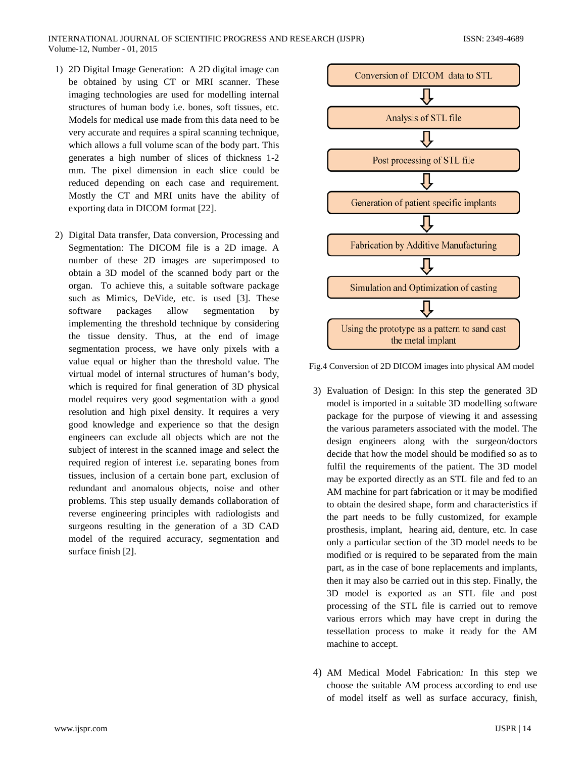1) 2D Digital Image Generation: A 2D digital image can be obtained by using CT or MRI scanner. These imaging technologies are used for modelling internal structures of human body i.e. bones, soft tissues, etc. Models for medical use made from this data need to be very accurate and requires a spiral scanning technique, which allows a full volume scan of the body part. This generates a high number of slices of thickness 1-2 mm. The pixel dimension in each slice could be reduced depending on each case and requirement. Mostly the CT and MRI units have the ability of exporting data in DICOM format [22].

2) Digital Data transfer, Data conversion, Processing and Segmentation: The DICOM file is a 2D image. A number of these 2D images are superimposed to obtain a 3D model of the scanned body part or the organ. To achieve this, a suitable software package such as Mimics, DeVide, etc. is used [3]. These software packages allow segmentation by implementing the threshold technique by considering the tissue density. Thus, at the end of image segmentation process, we have only pixels with a value equal or higher than the threshold value. The virtual model of internal structures of human's body, which is required for final generation of 3D physical model requires very good segmentation with a good resolution and high pixel density. It requires a very good knowledge and experience so that the design engineers can exclude all objects which are not the subject of interest in the scanned image and select the required region of interest i.e. separating bones from tissues, inclusion of a certain bone part, exclusion of redundant and anomalous objects, noise and other problems. This step usually demands collaboration of reverse engineering principles with radiologists and surgeons resulting in the generation of a 3D CAD model of the required accuracy, segmentation and surface finish [2].

Conversion of DICOM data to STL
⇩
Analysis of STL file
⇩
Post processing of STL file
⇩
Generation of patient specific implants
⇩
Fabrication by Additive Manufacturing
⇩
Simulation and Optimization of casting
⇩
Using the prototype as a pattern to sand cast the metal implant

Fig.4 Conversion of 2D DICOM images into physical AM model

3) Evaluation of Design: In this step the generated 3D model is imported in a suitable 3D modelling software package for the purpose of viewing it and assessing the various parameters associated with the model. The design engineers along with the surgeon/doctors decide that how the model should be modified so as to fulfil the requirements of the patient. The 3D model may be exported directly as an STL file and fed to an AM machine for part fabrication or it may be modified to obtain the desired shape, form and characteristics if the part needs to be fully customized, for example prosthesis, implant, hearing aid, denture, etc. In case only a particular section of the 3D model needs to be modified or is required to be separated from the main part, as in the case of bone replacements and implants, then it may also be carried out in this step. Finally, the 3D model is exported as an STL file and post processing of the STL file is carried out to remove various errors which may have crept in during the tessellation process to make it ready for the AM machine to accept.

4) AM Medical Model Fabrication*:* In this step we choose the suitable AM process according to end use of model itself as well as surface accuracy, finish,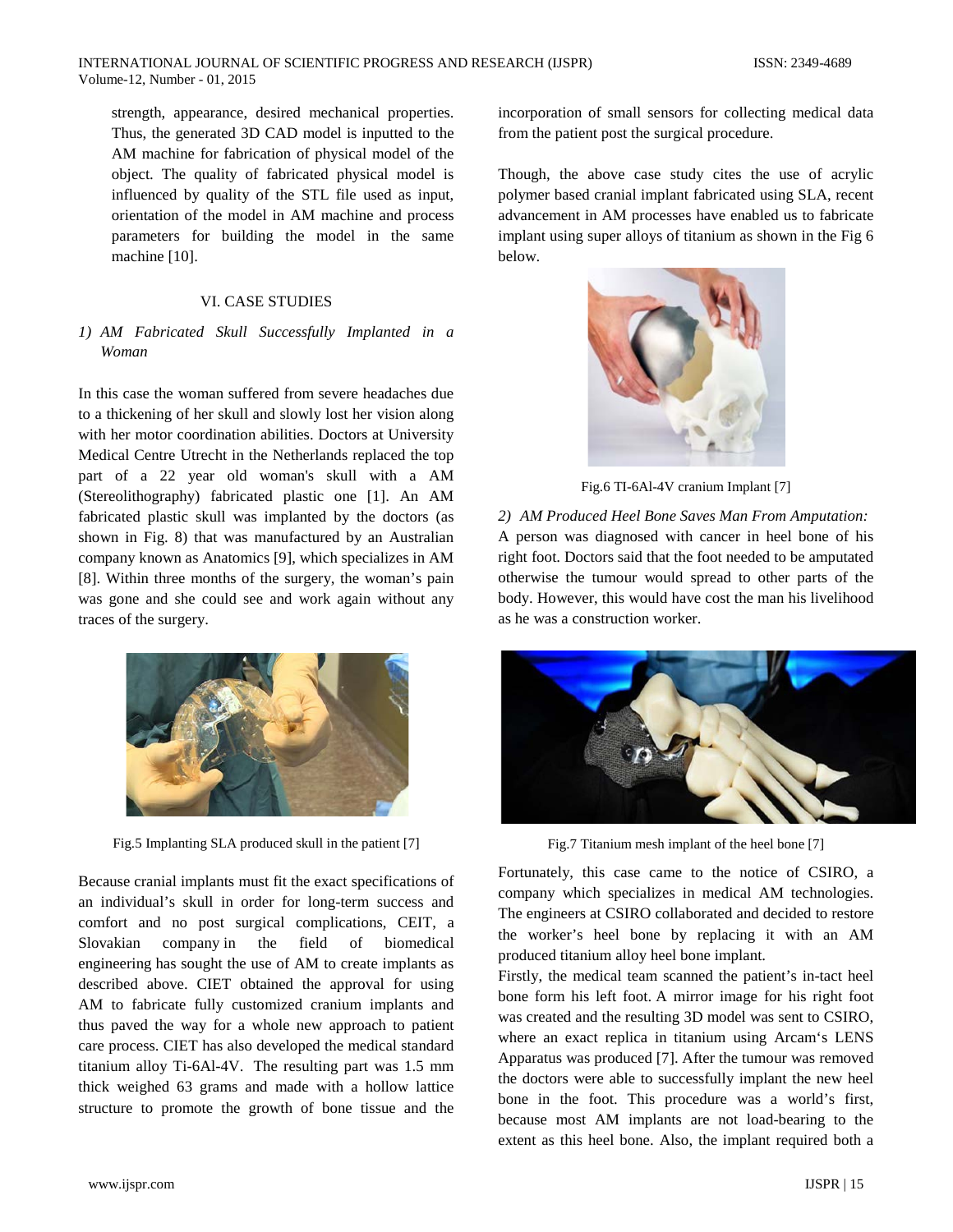strength, appearance, desired mechanical properties. Thus, the generated 3D CAD model is inputted to the AM machine for fabrication of physical model of the object. The quality of fabricated physical model is influenced by quality of the STL file used as input, orientation of the model in AM machine and process parameters for building the model in the same machine [10].

## VI. CASE STUDIES

### *1) AM Fabricated Skull Successfully Implanted in a Woman*

In this case the woman suffered from severe headaches due to a thickening of her skull and slowly lost her vision along with her motor coordination abilities. Doctors at University Medical Centre Utrecht in the Netherlands replaced the top part of a 22 year old woman's skull with a AM (Stereolithography) fabricated plastic one [1]. An AM fabricated plastic skull was implanted by the doctors (as shown in Fig. 8) that was manufactured by an Australian company known as Anatomics [9], which specializes in AM [8]. Within three months of the surgery, the woman's pain was gone and she could see and work again without any traces of the surgery.

Fig.5 Implanting SLA produced skull in the patient [7]

Because cranial implants must fit the exact specifications of an individual's skull in order for long-term success and comfort and no post surgical complications, CEIT, a Slovakian company in the field of biomedical engineering has sought the use of AM to create implants as described above. CIET obtained the approval for using AM to fabricate fully customized cranium implants and thus paved the way for a whole new approach to patient care process. CIET has also developed the medical standard titanium alloy Ti-6Al-4V. The resulting part was 1.5 mm thick weighed 63 grams and made with a hollow lattice structure to promote the growth of bone tissue and the incorporation of small sensors for collecting medical data from the patient post the surgical procedure.

Though, the above case study cites the use of acrylic polymer based cranial implant fabricated using SLA, recent advancement in AM processes have enabled us to fabricate implant using super alloys of titanium as shown in the Fig 6 below.

Fig.6 TI-6Al-4V cranium Implant [7]

### *2) AM Produced Heel Bone Saves Man From Amputation:*

A person was diagnosed with cancer in heel bone of his right foot. Doctors said that the foot needed to be amputated otherwise the tumour would spread to other parts of the body. However, this would have cost the man his livelihood as he was a construction worker.

Fig.7 Titanium mesh implant of the heel bone [7]

Fortunately, this case came to the notice of CSIRO, a company which specializes in medical AM technologies. The engineers at CSIRO collaborated and decided to restore the worker's heel bone by replacing it with an AM produced titanium alloy heel bone implant.

Firstly, the medical team scanned the patient's in-tact heel bone form his left foot. A mirror image for his right foot was created and the resulting 3D model was sent to CSIRO, where an exact replica in titanium using Arcam's LENS Apparatus was produced [7]. After the tumour was removed the doctors were able to successfully implant the new heel bone in the foot. This procedure was a world's first, because most AM implants are not load-bearing to the extent as this heel bone. Also, the implant required both a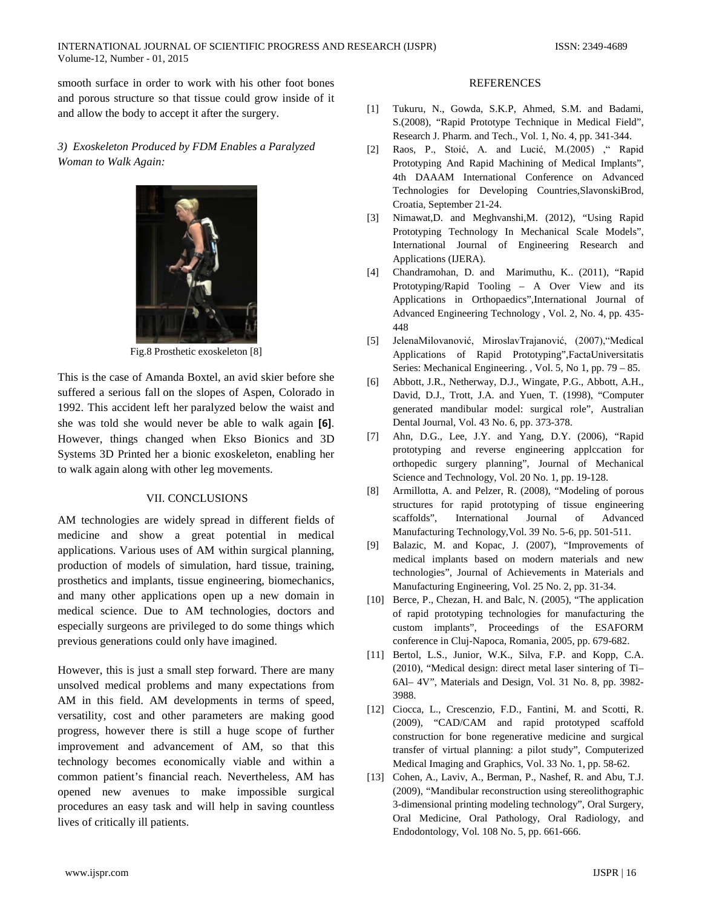smooth surface in order to work with his other foot bones and porous structure so that tissue could grow inside of it and allow the body to accept it after the surgery.

*3) Exoskeleton Produced by FDM Enables a Paralyzed Woman to Walk Again:*

Fig.8 Prosthetic exoskeleton [8]

This is the case of Amanda Boxtel, an avid skier before she suffered a serious fall on the slopes of Aspen, Colorado in 1992. This accident left her paralyzed below the waist and she was told she would never be able to walk again **[6]**. However, things changed when Ekso Bionics and 3D Systems 3D Printed her a bionic exoskeleton, enabling her to walk again along with other leg movements.

## VII. CONCLUSIONS

AM technologies are widely spread in different fields of medicine and show a great potential in medical applications. Various uses of AM within surgical planning, production of models of simulation, hard tissue, training, prosthetics and implants, tissue engineering, biomechanics, and many other applications open up a new domain in medical science. Due to AM technologies, doctors and especially surgeons are privileged to do some things which previous generations could only have imagined.

However, this is just a small step forward. There are many unsolved medical problems and many expectations from AM in this field. AM developments in terms of speed, versatility, cost and other parameters are making good progress, however there is still a huge scope of further improvement and advancement of AM, so that this technology becomes economically viable and within a common patient's financial reach. Nevertheless, AM has opened new avenues to make impossible surgical procedures an easy task and will help in saving countless lives of critically ill patients.

## REFERENCES

[1] Tukuru, N., Gowda, S.K.P, Ahmed, S.M. and Badami, S.(2008), "Rapid Prototype Technique in Medical Field", Research J. Pharm. and Tech., Vol. 1, No. 4, pp. 341-344.

[2] Raos, P., Stoić, A. and Lucić, M.(2005) ," Rapid Prototyping And Rapid Machining of Medical Implants", 4th DAAAM International Conference on Advanced Technologies for Developing Countries,SlavonskiBrod, Croatia, September 21-24.

[3] Nimawat,D. and Meghvanshi,M. (2012), "Using Rapid Prototyping Technology In Mechanical Scale Models", International Journal of Engineering Research and Applications (IJERA).

[4] Chandramohan, D. and Marimuthu, K.. (2011), "Rapid Prototyping/Rapid Tooling – A Over View and its Applications in Orthopaedics",International Journal of Advanced Engineering Technology , Vol. 2, No. 4, pp. 435-448

[5] JelenaMilovanović, MiroslavTrajanović, (2007),"Medical Applications of Rapid Prototyping",FactaUniversitatis Series: Mechanical Engineering. , Vol. 5, No 1, pp. 79 – 85.

[6] Abbott, J.R., Netherway, D.J., Wingate, P.G., Abbott, A.H., David, D.J., Trott, J.A. and Yuen, T. (1998), "Computer generated mandibular model: surgical role", Australian Dental Journal, Vol. 43 No. 6, pp. 373-378.

[7] Ahn, D.G., Lee, J.Y. and Yang, D.Y. (2006), "Rapid prototyping and reverse engineering applccation for orthopedic surgery planning", Journal of Mechanical Science and Technology, Vol. 20 No. 1, pp. 19-128.

[8] Armillotta, A. and Pelzer, R. (2008), "Modeling of porous structures for rapid prototyping of tissue engineering scaffolds", International Journal of Advanced Manufacturing Technology,Vol. 39 No. 5-6, pp. 501-511.

[9] Balazic, M. and Kopac, J. (2007), "Improvements of medical implants based on modern materials and new technologies", Journal of Achievements in Materials and Manufacturing Engineering, Vol. 25 No. 2, pp. 31-34.

[10] Berce, P., Chezan, H. and Balc, N. (2005), "The application of rapid prototyping technologies for manufacturing the custom implants", Proceedings of the ESAFORM conference in Cluj-Napoca, Romania, 2005, pp. 679-682.

[11] Bertol, L.S., Junior, W.K., Silva, F.P. and Kopp, C.A. (2010), "Medical design: direct metal laser sintering of Ti–6Al– 4V", Materials and Design, Vol. 31 No. 8, pp. 3982-3988.

[12] Ciocca, L., Crescenzio, F.D., Fantini, M. and Scotti, R. (2009), "CAD/CAM and rapid prototyped scaffold construction for bone regenerative medicine and surgical transfer of virtual planning: a pilot study", Computerized Medical Imaging and Graphics, Vol. 33 No. 1, pp. 58-62.

[13] Cohen, A., Laviv, A., Berman, P., Nashef, R. and Abu, T.J. (2009), "Mandibular reconstruction using stereolithographic 3-dimensional printing modeling technology", Oral Surgery, Oral Medicine, Oral Pathology, Oral Radiology, and Endodontology, Vol. 108 No. 5, pp. 661-666.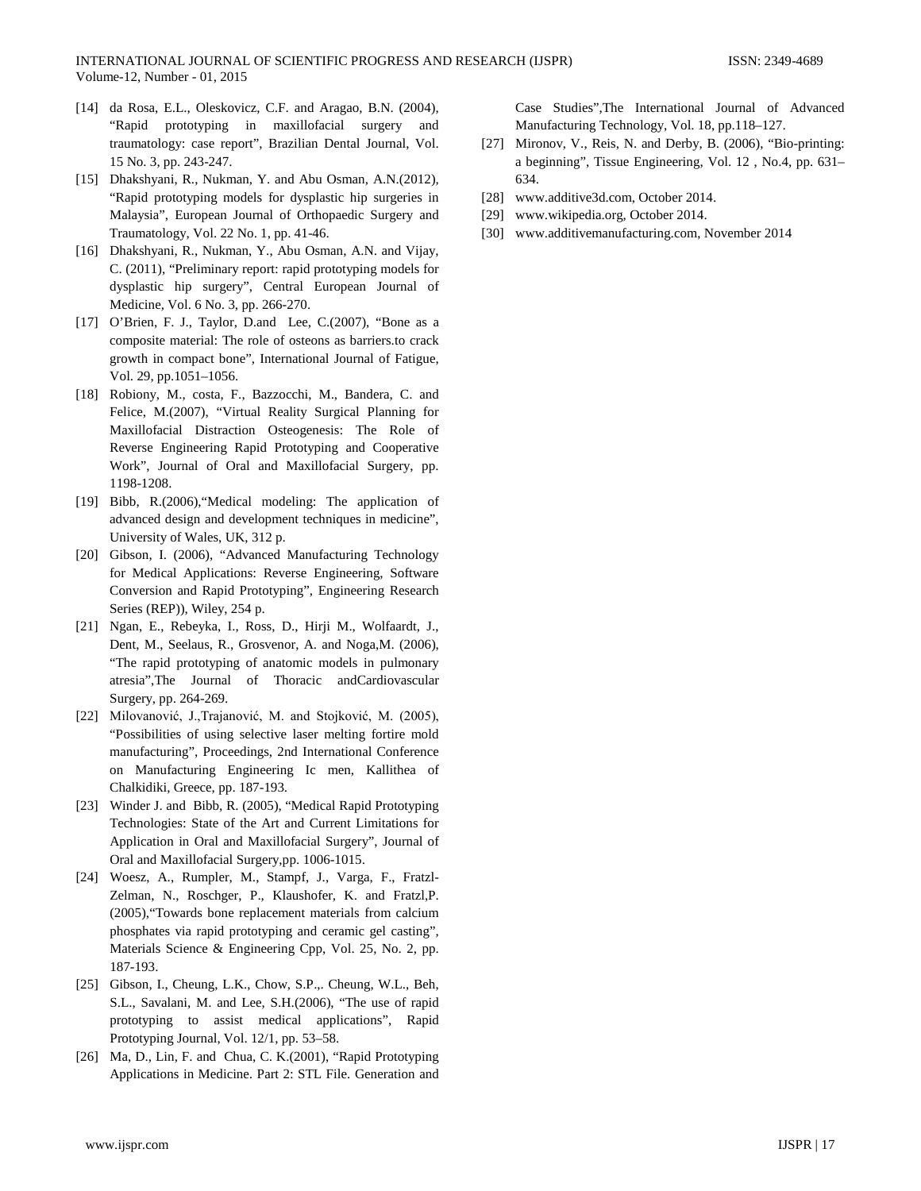[14] da Rosa, E.L., Oleskovicz, C.F. and Aragao, B.N. (2004), “Rapid prototyping in maxillofacial surgery and traumatology: case report”, Brazilian Dental Journal, Vol. 15 No. 3, pp. 243-247.

[15] Dhakshyani, R., Nukman, Y. and Abu Osman, A.N.(2012), “Rapid prototyping models for dysplastic hip surgeries in Malaysia”, European Journal of Orthopaedic Surgery and Traumatology, Vol. 22 No. 1, pp. 41-46.

[16] Dhakshyani, R., Nukman, Y., Abu Osman, A.N. and Vijay, C. (2011), “Preliminary report: rapid prototyping models for dysplastic hip surgery”, Central European Journal of Medicine, Vol. 6 No. 3, pp. 266-270.

[17] O’Brien, F. J., Taylor, D.and Lee, C.(2007), “Bone as a composite material: The role of osteons as barriers.to crack growth in compact bone”, International Journal of Fatigue, Vol. 29, pp.1051–1056.

[18] Robiony, M., costa, F., Bazzocchi, M., Bandera, C. and Felice, M.(2007), “Virtual Reality Surgical Planning for Maxillofacial Distraction Osteogenesis: The Role of Reverse Engineering Rapid Prototyping and Cooperative Work”, Journal of Oral and Maxillofacial Surgery, pp. 1198-1208.

[19] Bibb, R.(2006),“Medical modeling: The application of advanced design and development techniques in medicine”, University of Wales, UK, 312 p.

[20] Gibson, I. (2006), “Advanced Manufacturing Technology for Medical Applications: Reverse Engineering, Software Conversion and Rapid Prototyping”, Engineering Research Series (REP)), Wiley, 254 p.

[21] Ngan, E., Rebeyka, I., Ross, D., Hirji M., Wolfaardt, J., Dent, M., Seelaus, R., Grosvenor, A. and Noga,M. (2006), “The rapid prototyping of anatomic models in pulmonary atresia”,The Journal of Thoracic andCardiovascular Surgery, pp. 264-269.

[22] Milovanović, J.,Trajanović, M. and Stojković, M. (2005), “Possibilities of using selective laser melting fortire mold manufacturing”, Proceedings, 2nd International Conference on Manufacturing Engineering Ic men, Kallithea of Chalkidiki, Greece, pp. 187-193.

[23] Winder J. and Bibb, R. (2005), “Medical Rapid Prototyping Technologies: State of the Art and Current Limitations for Application in Oral and Maxillofacial Surgery”, Journal of Oral and Maxillofacial Surgery,pp. 1006-1015.

[24] Woesz, A., Rumpler, M., Stampf, J., Varga, F., Fratzl-Zelman, N., Roschger, P., Klaushofer, K. and Fratzl,P. (2005),“Towards bone replacement materials from calcium phosphates via rapid prototyping and ceramic gel casting”, Materials Science & Engineering Cpp, Vol. 25, No. 2, pp. 187-193.

[25] Gibson, I., Cheung, L.K., Chow, S.P.,. Cheung, W.L., Beh, S.L., Savalani, M. and Lee, S.H.(2006), “The use of rapid prototyping to assist medical applications”, Rapid Prototyping Journal, Vol. 12/1, pp. 53–58.

[26] Ma, D., Lin, F. and Chua, C. K.(2001), “Rapid Prototyping Applications in Medicine. Part 2: STL File. Generation and Case Studies”,The International Journal of Advanced Manufacturing Technology, Vol. 18, pp.118–127.

[27] Mironov, V., Reis, N. and Derby, B. (2006), “Bio-printing: a beginning”, Tissue Engineering, Vol. 12 , No.4, pp. 631–634.

[28] www.additive3d.com, October 2014.

[29] www.wikipedia.org, October 2014.

[30] www.additivemanufacturing.com, November 2014